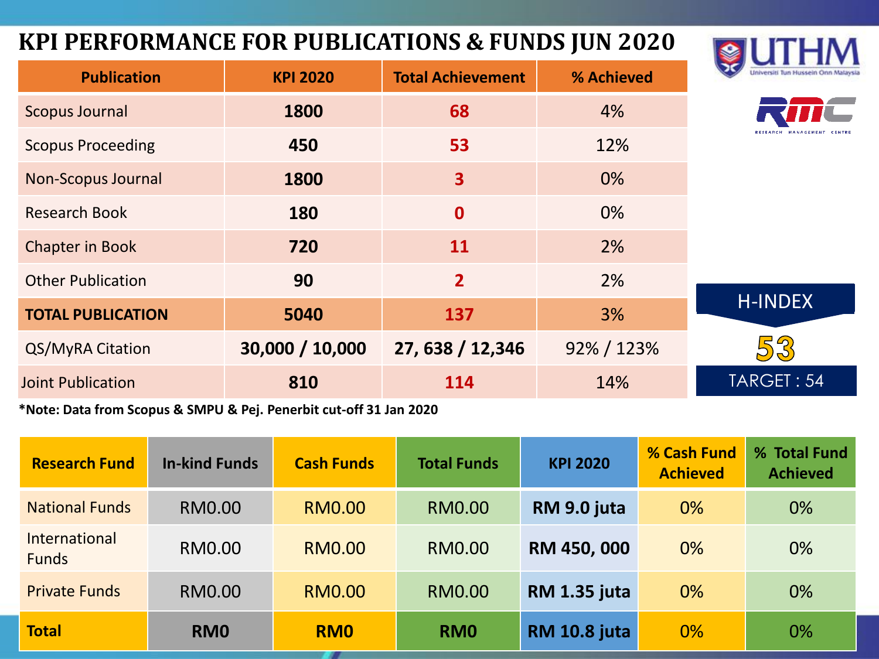# KPI PERFORMANCE FOR PUBLICATIONS & FUNDS JUN 2020

UTHM Universiti Tun Hussein Onn Malaysia

RMC RESEARCH MANAGEMENT CENTRE

| Publication | KPI 2020 | Total Achievement | % Achieved |
|---|---|---|---|
| Scopus Journal | **1800** | **68** | 4% |
| Scopus Proceeding | **450** | **53** | 12% |
| Non-Scopus Journal | **1800** | **3** | 0% |
| Research Book | **180** | **0** | 0% |
| Chapter in Book | **720** | **11** | 2% |
| Other Publication | **90** | **2** | 2% |
| **TOTAL PUBLICATION** | **5040** | **137** | 3% |
| QS/MyRA Citation | **30,000 / 10,000** | **27, 638 / 12,346** | 92% / 123% |
| Joint Publication | **810** | **114** | 14% |

**H-INDEX**

**53**

TARGET : 54

***Note: Data from Scopus & SMPU & Pej. Penerbit cut-off 31 Jan 2020**

| Research Fund | In-kind Funds | Cash Funds | Total Funds | KPI 2020 | % Cash Fund Achieved | % Total Fund Achieved |
|---|---|---|---|---|---|---|
| National Funds | RM0.00 | RM0.00 | RM0.00 | **RM 9.0 juta** | 0% | 0% |
| International Funds | RM0.00 | RM0.00 | RM0.00 | **RM 450, 000** | 0% | 0% |
| Private Funds | RM0.00 | RM0.00 | RM0.00 | **RM 1.35 juta** | 0% | 0% |
| **Total** | **RM0** | **RM0** | **RM0** | **RM 10.8 juta** | 0% | 0% |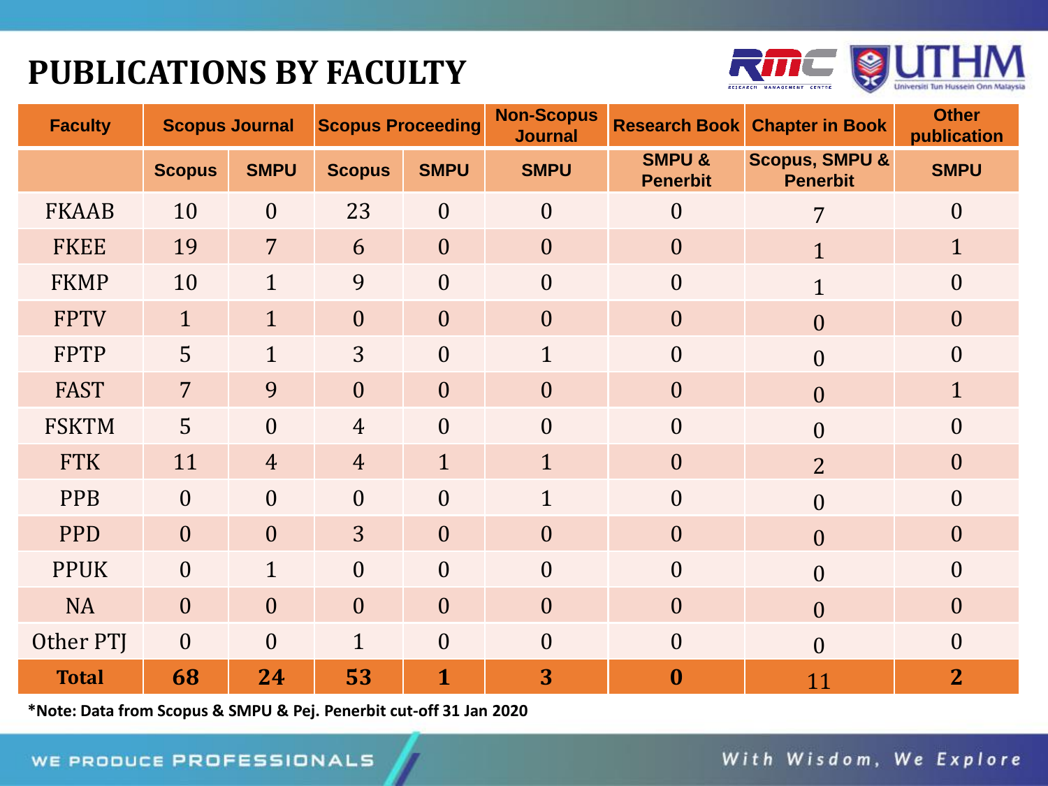# PUBLICATIONS BY FACULTY

| Faculty | Scopus Journal | | Scopus Proceeding | | Non-Scopus Journal | Research Book | Chapter in Book | Other publication |
|---|---|---|---|---|---|---|---|---|
| | Scopus | SMPU | Scopus | SMPU | SMPU | SMPU & Penerbit | Scopus, SMPU & Penerbit | SMPU |
| FKAAB | 10 | 0 | 23 | 0 | 0 | 0 | 7 | 0 |
| FKEE | 19 | 7 | 6 | 0 | 0 | 0 | 1 | 1 |
| FKMP | 10 | 1 | 9 | 0 | 0 | 0 | 1 | 0 |
| FPTV | 1 | 1 | 0 | 0 | 0 | 0 | 0 | 0 |
| FPTP | 5 | 1 | 3 | 0 | 1 | 0 | 0 | 0 |
| FAST | 7 | 9 | 0 | 0 | 0 | 0 | 0 | 1 |
| FSKTM | 5 | 0 | 4 | 0 | 0 | 0 | 0 | 0 |
| FTK | 11 | 4 | 4 | 1 | 1 | 0 | 2 | 0 |
| PPB | 0 | 0 | 0 | 0 | 1 | 0 | 0 | 0 |
| PPD | 0 | 0 | 3 | 0 | 0 | 0 | 0 | 0 |
| PPUK | 0 | 1 | 0 | 0 | 0 | 0 | 0 | 0 |
| NA | 0 | 0 | 0 | 0 | 0 | 0 | 0 | 0 |
| Other PTJ | 0 | 0 | 1 | 0 | 0 | 0 | 0 | 0 |
| **Total** | **68** | **24** | **53** | **1** | **3** | **0** | 11 | **2** |

**\*Note: Data from Scopus & SMPU & Pej. Penerbit cut-off 31 Jan 2020**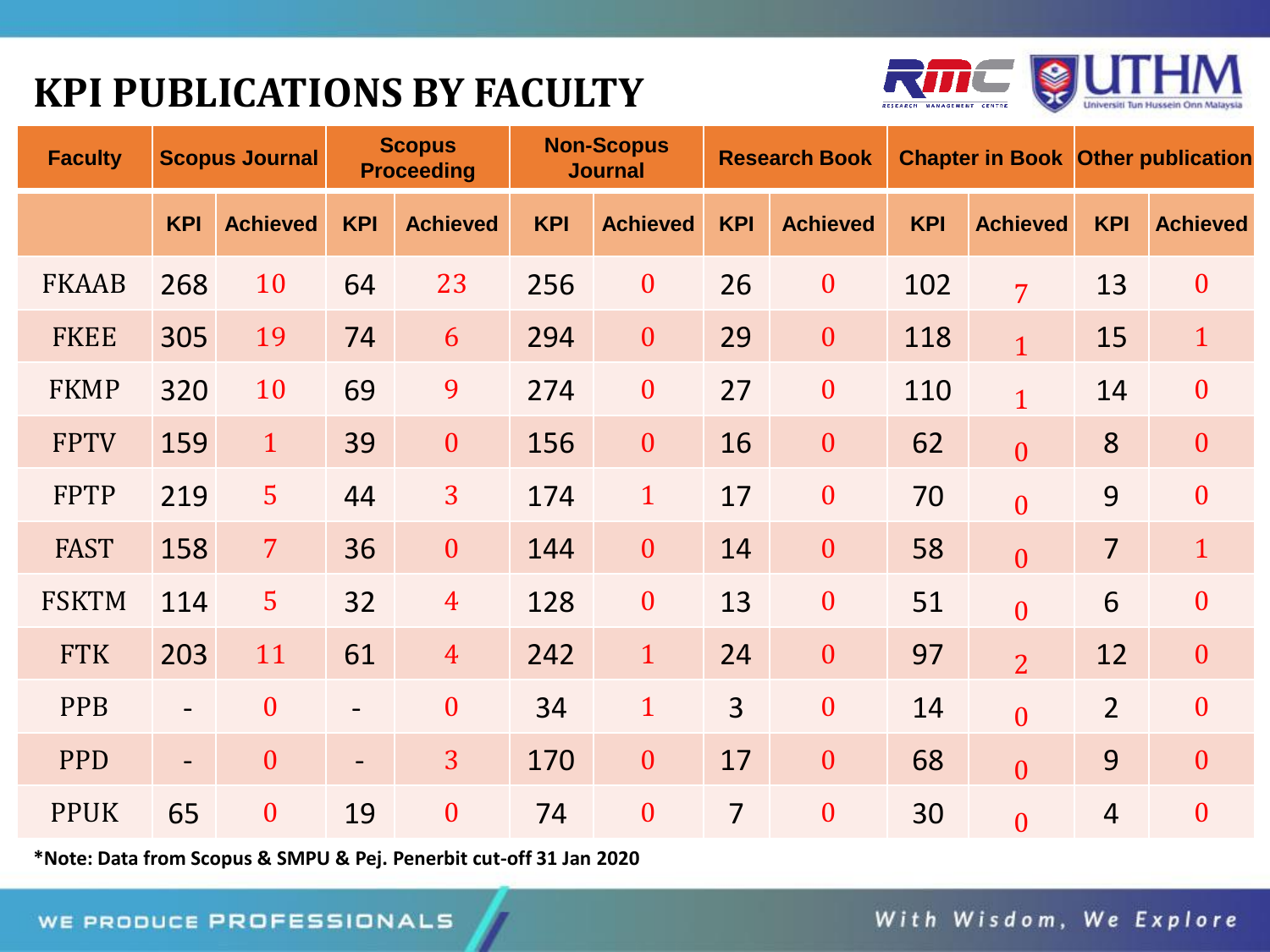# KPI PUBLICATIONS BY FACULTY

| Faculty | Scopus Journal | | Scopus Proceeding | | Non-Scopus Journal | | Research Book | | Chapter in Book | | Other publication | |
|---|---|---|---|---|---|---|---|---|---|---|---|---|
| | KPI | Achieved | KPI | Achieved | KPI | Achieved | KPI | Achieved | KPI | Achieved | KPI | Achieved |
| FKAAB | 268 | 10 | 64 | 23 | 256 | 0 | 26 | 0 | 102 | 7 | 13 | 0 |
| FKEE | 305 | 19 | 74 | 6 | 294 | 0 | 29 | 0 | 118 | 1 | 15 | 1 |
| FKMP | 320 | 10 | 69 | 9 | 274 | 0 | 27 | 0 | 110 | 1 | 14 | 0 |
| FPTV | 159 | 1 | 39 | 0 | 156 | 0 | 16 | 0 | 62 | 0 | 8 | 0 |
| FPTP | 219 | 5 | 44 | 3 | 174 | 1 | 17 | 0 | 70 | 0 | 9 | 0 |
| FAST | 158 | 7 | 36 | 0 | 144 | 0 | 14 | 0 | 58 | 0 | 7 | 1 |
| FSKTM | 114 | 5 | 32 | 4 | 128 | 0 | 13 | 0 | 51 | 0 | 6 | 0 |
| FTK | 203 | 11 | 61 | 4 | 242 | 1 | 24 | 0 | 97 | 2 | 12 | 0 |
| PPB | - | 0 | - | 0 | 34 | 1 | 3 | 0 | 14 | 0 | 2 | 0 |
| PPD | - | 0 | - | 3 | 170 | 0 | 17 | 0 | 68 | 0 | 9 | 0 |
| PPUK | 65 | 0 | 19 | 0 | 74 | 0 | 7 | 0 | 30 | 0 | 4 | 0 |

**\*Note: Data from Scopus & SMPU & Pej. Penerbit cut-off 31 Jan 2020**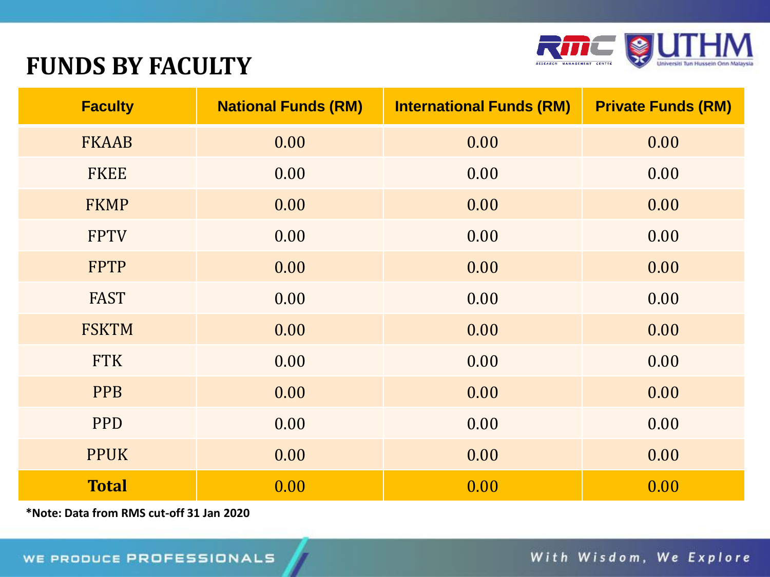# FUNDS BY FACULTY

| Faculty | National Funds (RM) | International Funds (RM) | Private Funds (RM) |
|---|---|---|---|
| FKAAB | 0.00 | 0.00 | 0.00 |
| FKEE | 0.00 | 0.00 | 0.00 |
| FKMP | 0.00 | 0.00 | 0.00 |
| FPTV | 0.00 | 0.00 | 0.00 |
| FPTP | 0.00 | 0.00 | 0.00 |
| FAST | 0.00 | 0.00 | 0.00 |
| FSKTM | 0.00 | 0.00 | 0.00 |
| FTK | 0.00 | 0.00 | 0.00 |
| PPB | 0.00 | 0.00 | 0.00 |
| PPD | 0.00 | 0.00 | 0.00 |
| PPUK | 0.00 | 0.00 | 0.00 |
| **Total** | 0.00 | 0.00 | 0.00 |

**\*Note: Data from RMS cut-off 31 Jan 2020**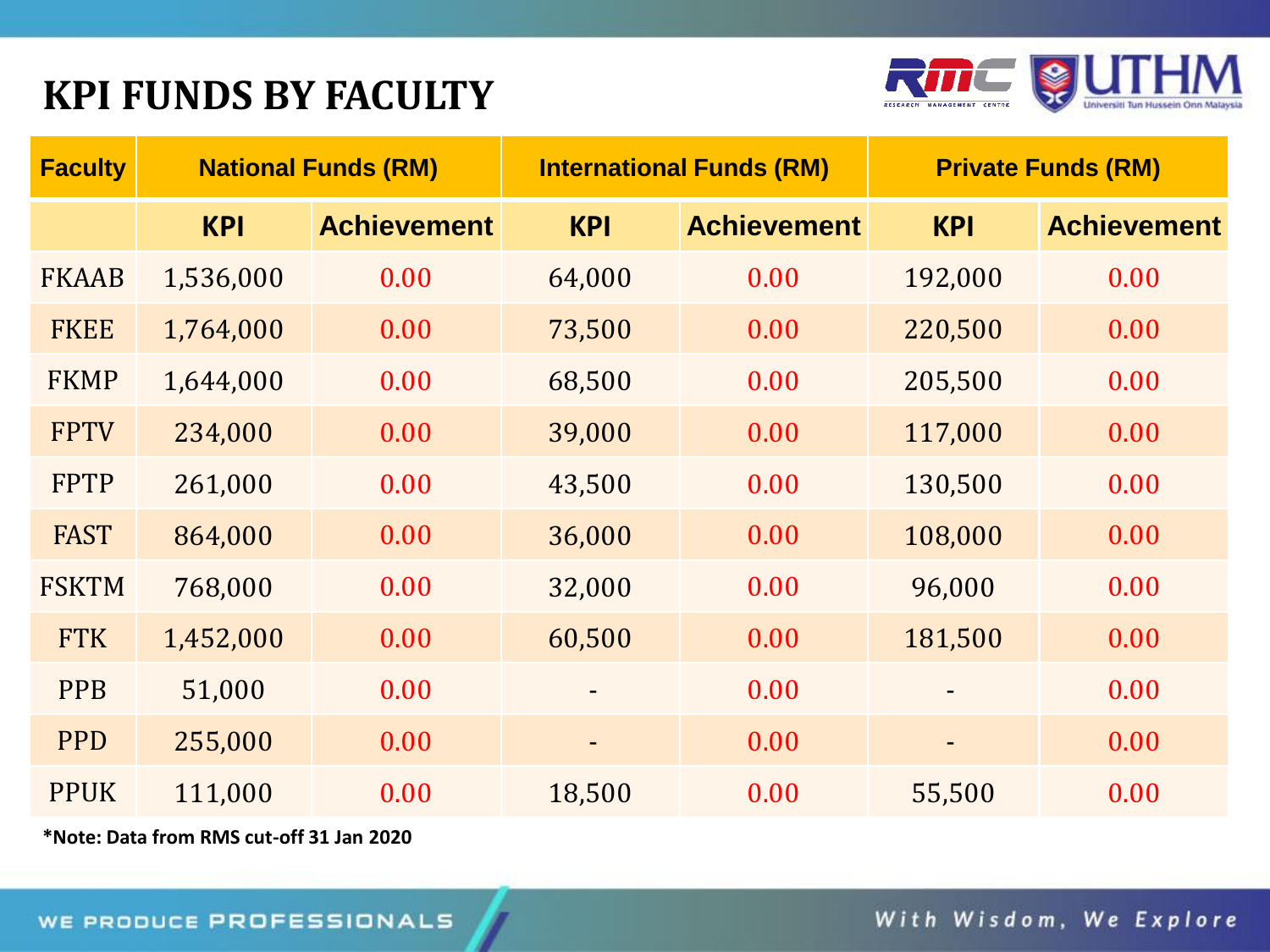# KPI FUNDS BY FACULTY

| Faculty | National Funds (RM) | | International Funds (RM) | | Private Funds (RM) | |
|---|---|---|---|---|---|---|
| | KPI | Achievement | KPI | Achievement | KPI | Achievement |
| FKAAB | 1,536,000 | 0.00 | 64,000 | 0.00 | 192,000 | 0.00 |
| FKEE | 1,764,000 | 0.00 | 73,500 | 0.00 | 220,500 | 0.00 |
| FKMP | 1,644,000 | 0.00 | 68,500 | 0.00 | 205,500 | 0.00 |
| FPTV | 234,000 | 0.00 | 39,000 | 0.00 | 117,000 | 0.00 |
| FPTP | 261,000 | 0.00 | 43,500 | 0.00 | 130,500 | 0.00 |
| FAST | 864,000 | 0.00 | 36,000 | 0.00 | 108,000 | 0.00 |
| FSKTM | 768,000 | 0.00 | 32,000 | 0.00 | 96,000 | 0.00 |
| FTK | 1,452,000 | 0.00 | 60,500 | 0.00 | 181,500 | 0.00 |
| PPB | 51,000 | 0.00 | - | 0.00 | - | 0.00 |
| PPD | 255,000 | 0.00 | - | 0.00 | - | 0.00 |
| PPUK | 111,000 | 0.00 | 18,500 | 0.00 | 55,500 | 0.00 |

**\*Note: Data from RMS cut-off 31 Jan 2020**